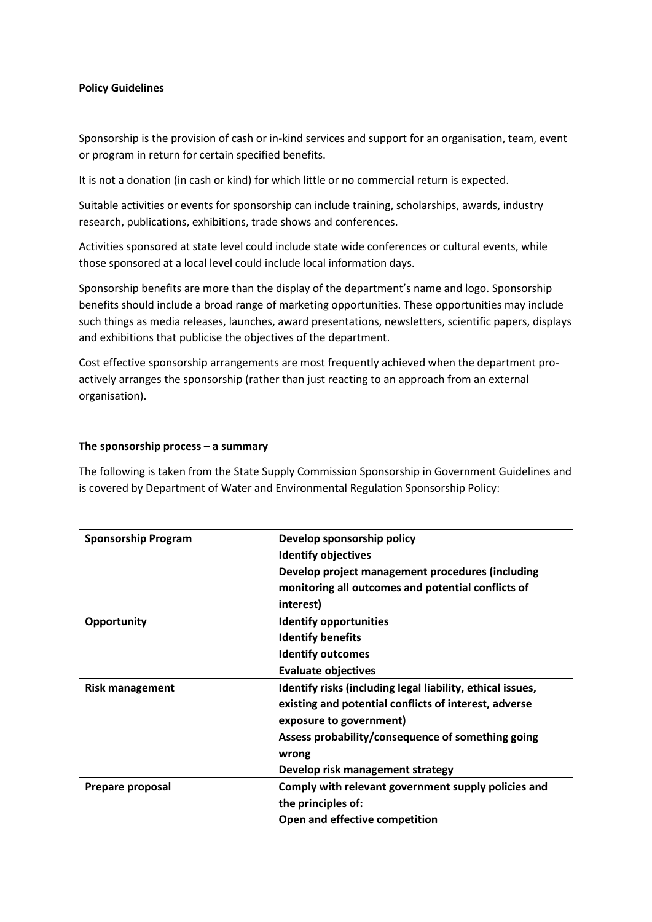**Policy Guidelines**

Sponsorship is the provision of cash or in-kind services and support for an organisation, team, event or program in return for certain specified benefits.

It is not a donation (in cash or kind) for which little or no commercial return is expected.

Suitable activities or events for sponsorship can include training, scholarships, awards, industry research, publications, exhibitions, trade shows and conferences.

Activities sponsored at state level could include state wide conferences or cultural events, while those sponsored at a local level could include local information days.

Sponsorship benefits are more than the display of the department's name and logo. Sponsorship benefits should include a broad range of marketing opportunities. These opportunities may include such things as media releases, launches, award presentations, newsletters, scientific papers, displays and exhibitions that publicise the objectives of the department.

Cost effective sponsorship arrangements are most frequently achieved when the department pro-actively arranges the sponsorship (rather than just reacting to an approach from an external organisation).

**The sponsorship process – a summary**

The following is taken from the State Supply Commission Sponsorship in Government Guidelines and is covered by Department of Water and Environmental Regulation Sponsorship Policy:

| **Sponsorship Program** | **Develop sponsorship policy**<br>**Identify objectives**<br>**Develop project management procedures (including monitoring all outcomes and potential conflicts of interest)** |
|---|---|
| **Opportunity** | **Identify opportunities**<br>**Identify benefits**<br>**Identify outcomes**<br>**Evaluate objectives** |
| **Risk management** | **Identify risks (including legal liability, ethical issues, existing and potential conflicts of interest, adverse exposure to government)**<br>**Assess probability/consequence of something going wrong**<br>**Develop risk management strategy** |
| **Prepare proposal** | **Comply with relevant government supply policies and the principles of:**<br>**Open and effective competition** |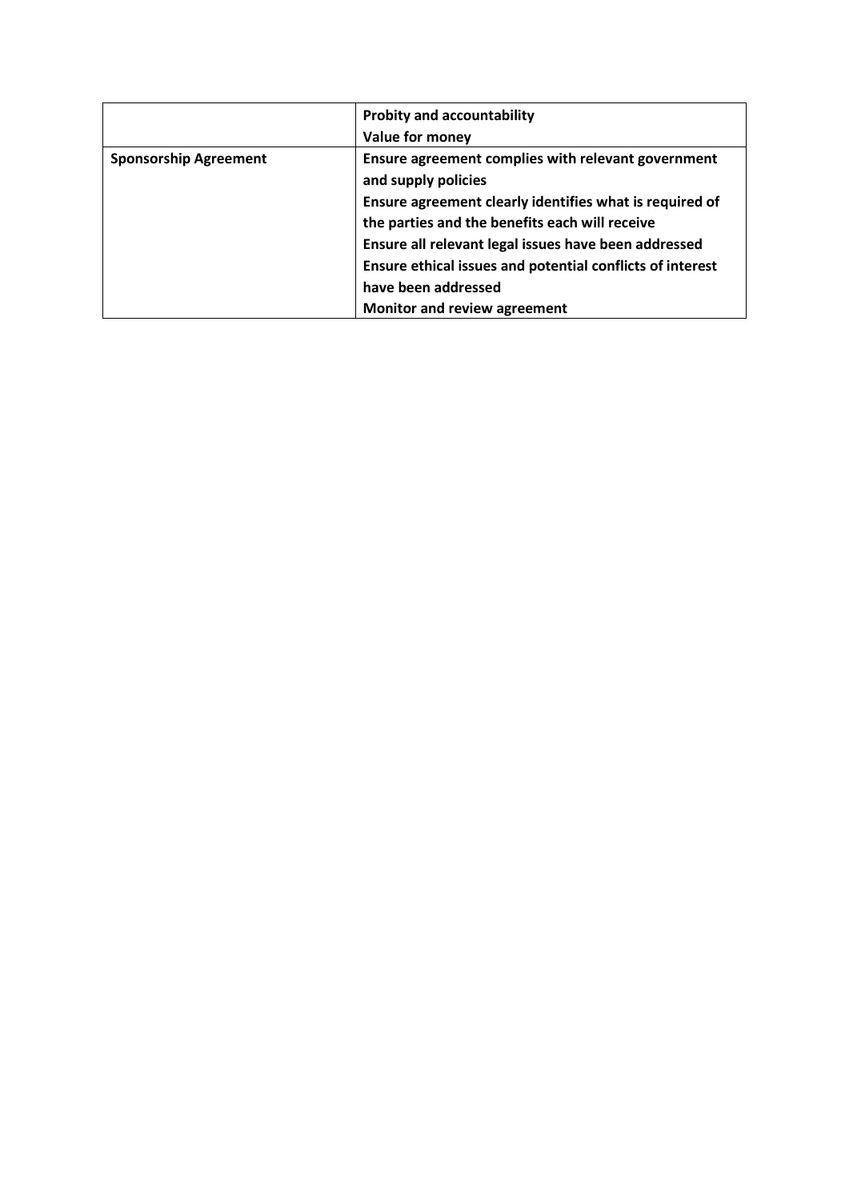| | |
|---|---|
| | **Probity and accountability**<br>**Value for money** |
| **Sponsorship Agreement** | **Ensure agreement complies with relevant government and supply policies**<br>**Ensure agreement clearly identifies what is required of the parties and the benefits each will receive**<br>**Ensure all relevant legal issues have been addressed**<br>**Ensure ethical issues and potential conflicts of interest have been addressed**<br>**Monitor and review agreement** |